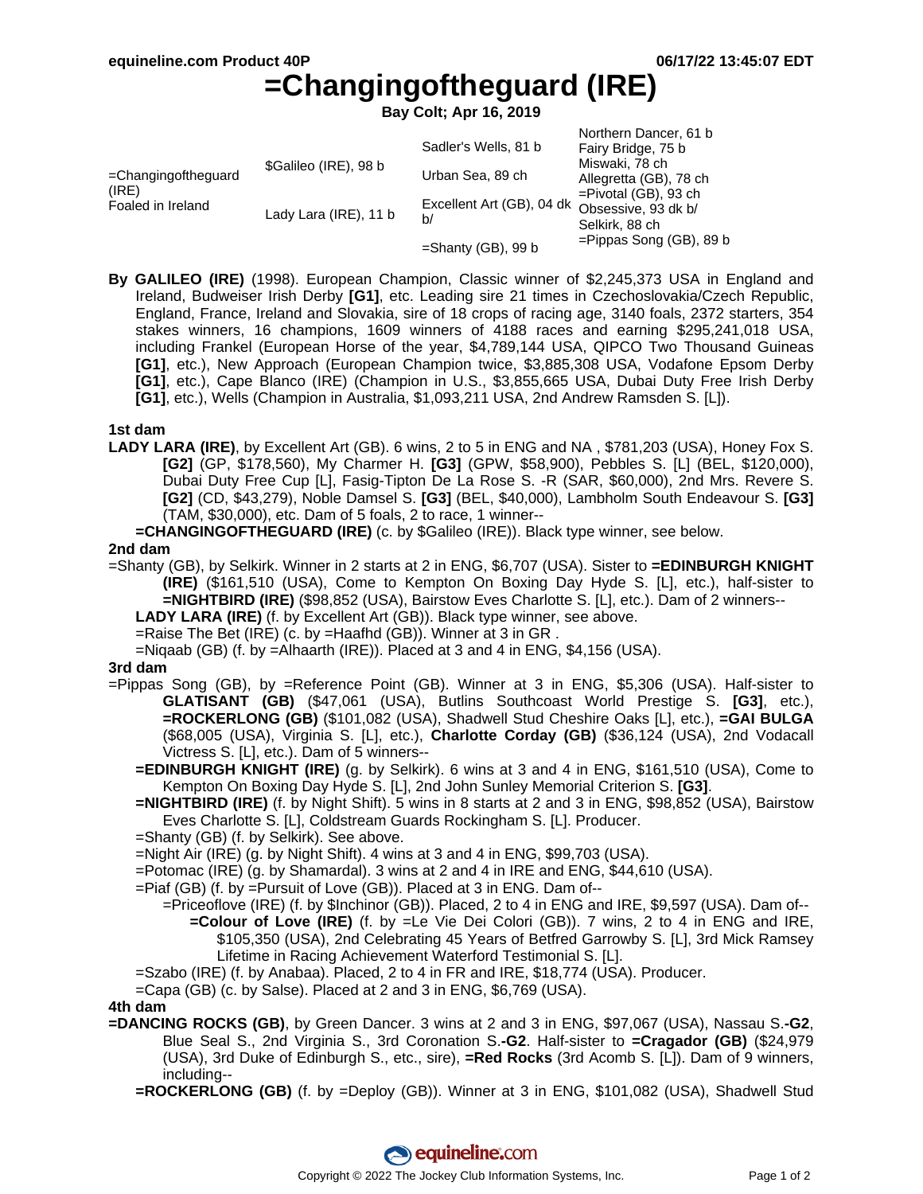# =Changingoftheguard (IRE)

**Bay Colt; Apr 16, 2019**

| | | | |
|---|---|---|---|
| =Changingoftheguard (IRE) Foaled in Ireland | $Galileo (IRE), 98 b | Sadler's Wells, 81 b | Northern Dancer, 61 b |
| | | | Fairy Bridge, 75 b |
| | | Urban Sea, 89 ch | Miswaki, 78 ch |
| | | | Allegretta (GB), 78 ch |
| | Lady Lara (IRE), 11 b | Excellent Art (GB), 04 dk b/ | =Pivotal (GB), 93 ch |
| | | | Obsessive, 93 dk b/ |
| | | =Shanty (GB), 99 b | Selkirk, 88 ch |
| | | | =Pippas Song (GB), 89 b |

**By GALILEO (IRE)** (1998). European Champion, Classic winner of $2,245,373 USA in England and Ireland, Budweiser Irish Derby **[G1]**, etc. Leading sire 21 times in Czechoslovakia/Czech Republic, England, France, Ireland and Slovakia, sire of 18 crops of racing age, 3140 foals, 2372 starters, 354 stakes winners, 16 champions, 1609 winners of 4188 races and earning $295,241,018 USA, including Frankel (European Horse of the year, $4,789,144 USA, QIPCO Two Thousand Guineas **[G1]**, etc.), New Approach (European Champion twice, $3,885,308 USA, Vodafone Epsom Derby **[G1]**, etc.), Cape Blanco (IRE) (Champion in U.S., $3,855,665 USA, Dubai Duty Free Irish Derby **[G1]**, etc.), Wells (Champion in Australia, $1,093,211 USA, 2nd Andrew Ramsden S. [L]).

### 1st dam

**LADY LARA (IRE)**, by Excellent Art (GB). 6 wins, 2 to 5 in ENG and NA , $781,203 (USA), Honey Fox S. **[G2]** (GP, $178,560), My Charmer H. **[G3]** (GPW, $58,900), Pebbles S. [L] (BEL, $120,000), Dubai Duty Free Cup [L], Fasig-Tipton De La Rose S. -R (SAR, $60,000), 2nd Mrs. Revere S. **[G2]** (CD, $43,279), Noble Damsel S. **[G3]** (BEL, $40,000), Lambholm South Endeavour S. **[G3]** (TAM, $30,000), etc. Dam of 5 foals, 2 to race, 1 winner--

- **=CHANGINGOFTHEGUARD (IRE)** (c. by $Galileo (IRE)). Black type winner, see below.

### 2nd dam

=Shanty (GB), by Selkirk. Winner in 2 starts at 2 in ENG, $6,707 (USA). Sister to **=EDINBURGH KNIGHT (IRE)** ($161,510 (USA), Come to Kempton On Boxing Day Hyde S. [L], etc.), half-sister to **=NIGHTBIRD (IRE)** ($98,852 (USA), Bairstow Eves Charlotte S. [L], etc.). Dam of 2 winners--

- **LADY LARA (IRE)** (f. by Excellent Art (GB)). Black type winner, see above.
- =Raise The Bet (IRE) (c. by =Haafhd (GB)). Winner at 3 in GR .
- =Niqaab (GB) (f. by =Alhaarth (IRE)). Placed at 3 and 4 in ENG, $4,156 (USA).

### 3rd dam

=Pippas Song (GB), by =Reference Point (GB). Winner at 3 in ENG, $5,306 (USA). Half-sister to **GLATISANT (GB)** ($47,061 (USA), Butlins Southcoast World Prestige S. **[G3]**, etc.), **=ROCKERLONG (GB)** ($101,082 (USA), Shadwell Stud Cheshire Oaks [L], etc.), **=GAI BULGA** ($68,005 (USA), Virginia S. [L], etc.), **Charlotte Corday (GB)** ($36,124 (USA), 2nd Vodacall Victress S. [L], etc.). Dam of 5 winners--

- **=EDINBURGH KNIGHT (IRE)** (g. by Selkirk). 6 wins at 3 and 4 in ENG, $161,510 (USA), Come to Kempton On Boxing Day Hyde S. [L], 2nd John Sunley Memorial Criterion S. **[G3]**.
- **=NIGHTBIRD (IRE)** (f. by Night Shift). 5 wins in 8 starts at 2 and 3 in ENG, $98,852 (USA), Bairstow Eves Charlotte S. [L], Coldstream Guards Rockingham S. [L]. Producer.
- =Shanty (GB) (f. by Selkirk). See above.
- =Night Air (IRE) (g. by Night Shift). 4 wins at 3 and 4 in ENG, $99,703 (USA).
- =Potomac (IRE) (g. by Shamardal). 3 wins at 2 and 4 in IRE and ENG, $44,610 (USA).
- =Piaf (GB) (f. by =Pursuit of Love (GB)). Placed at 3 in ENG. Dam of--
  - =Priceoflove (IRE) (f. by $Inchinor (GB)). Placed, 2 to 4 in ENG and IRE, $9,597 (USA). Dam of--
    - **=Colour of Love (IRE)** (f. by =Le Vie Dei Colori (GB)). 7 wins, 2 to 4 in ENG and IRE, $105,350 (USA), 2nd Celebrating 45 Years of Betfred Garrowby S. [L], 3rd Mick Ramsey Lifetime in Racing Achievement Waterford Testimonial S. [L].
- =Szabo (IRE) (f. by Anabaa). Placed, 2 to 4 in FR and IRE, $18,774 (USA). Producer.
- =Capa (GB) (c. by Salse). Placed at 2 and 3 in ENG, $6,769 (USA).

### 4th dam

**=DANCING ROCKS (GB)**, by Green Dancer. 3 wins at 2 and 3 in ENG, $97,067 (USA), Nassau S.**-G2**, Blue Seal S., 2nd Virginia S., 3rd Coronation S.**-G2**. Half-sister to **=Cragador (GB)** ($24,979 (USA), 3rd Duke of Edinburgh S., etc., sire), **=Red Rocks** (3rd Acomb S. [L]). Dam of 9 winners, including--

- **=ROCKERLONG (GB)** (f. by =Deploy (GB)). Winner at 3 in ENG, $101,082 (USA), Shadwell Stud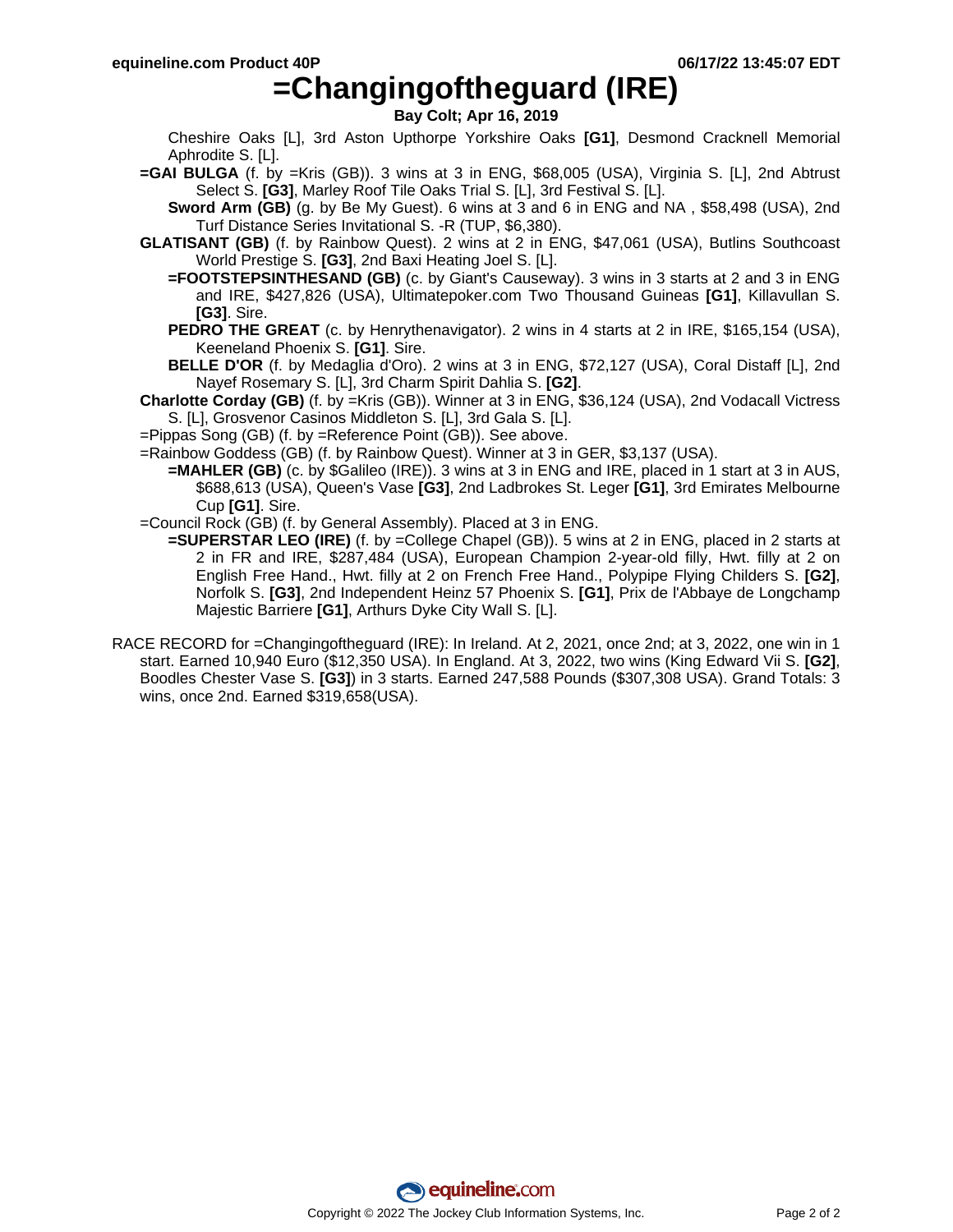# =Changingoftheguard (IRE)

**Bay Colt; Apr 16, 2019**

Cheshire Oaks [L], 3rd Aston Upthorpe Yorkshire Oaks **[G1]**, Desmond Cracknell Memorial Aphrodite S. [L].

**=GAI BULGA** (f. by =Kris (GB)). 3 wins at 3 in ENG, $68,005 (USA), Virginia S. [L], 2nd Abtrust Select S. **[G3]**, Marley Roof Tile Oaks Trial S. [L], 3rd Festival S. [L].

**Sword Arm (GB)** (g. by Be My Guest). 6 wins at 3 and 6 in ENG and NA , $58,498 (USA), 2nd Turf Distance Series Invitational S. -R (TUP, $6,380).

**GLATISANT (GB)** (f. by Rainbow Quest). 2 wins at 2 in ENG, $47,061 (USA), Butlins Southcoast World Prestige S. **[G3]**, 2nd Baxi Heating Joel S. [L].

**=FOOTSTEPSINTHESAND (GB)** (c. by Giant's Causeway). 3 wins in 3 starts at 2 and 3 in ENG and IRE, $427,826 (USA), Ultimatepoker.com Two Thousand Guineas **[G1]**, Killavullan S. **[G3]**. Sire.

**PEDRO THE GREAT** (c. by Henrythenavigator). 2 wins in 4 starts at 2 in IRE, $165,154 (USA), Keeneland Phoenix S. **[G1]**. Sire.

**BELLE D'OR** (f. by Medaglia d'Oro). 2 wins at 3 in ENG, $72,127 (USA), Coral Distaff [L], 2nd Nayef Rosemary S. [L], 3rd Charm Spirit Dahlia S. **[G2]**.

**Charlotte Corday (GB)** (f. by =Kris (GB)). Winner at 3 in ENG, $36,124 (USA), 2nd Vodacall Victress S. [L], Grosvenor Casinos Middleton S. [L], 3rd Gala S. [L].

=Pippas Song (GB) (f. by =Reference Point (GB)). See above.

=Rainbow Goddess (GB) (f. by Rainbow Quest). Winner at 3 in GER, $3,137 (USA).

**=MAHLER (GB)** (c. by $Galileo (IRE)). 3 wins at 3 in ENG and IRE, placed in 1 start at 3 in AUS, $688,613 (USA), Queen's Vase **[G3]**, 2nd Ladbrokes St. Leger **[G1]**, 3rd Emirates Melbourne Cup **[G1]**. Sire.

=Council Rock (GB) (f. by General Assembly). Placed at 3 in ENG.

**=SUPERSTAR LEO (IRE)** (f. by =College Chapel (GB)). 5 wins at 2 in ENG, placed in 2 starts at 2 in FR and IRE, $287,484 (USA), European Champion 2-year-old filly, Hwt. filly at 2 on English Free Hand., Hwt. filly at 2 on French Free Hand., Polypipe Flying Childers S. **[G2]**, Norfolk S. **[G3]**, 2nd Independent Heinz 57 Phoenix S. **[G1]**, Prix de l'Abbaye de Longchamp Majestic Barriere **[G1]**, Arthurs Dyke City Wall S. [L].

RACE RECORD for =Changingoftheguard (IRE): In Ireland. At 2, 2021, once 2nd; at 3, 2022, one win in 1 start. Earned 10,940 Euro ($12,350 USA). In England. At 3, 2022, two wins (King Edward Vii S. **[G2]**, Boodles Chester Vase S. **[G3]**) in 3 starts. Earned 247,588 Pounds ($307,308 USA). Grand Totals: 3 wins, once 2nd. Earned $319,658(USA).